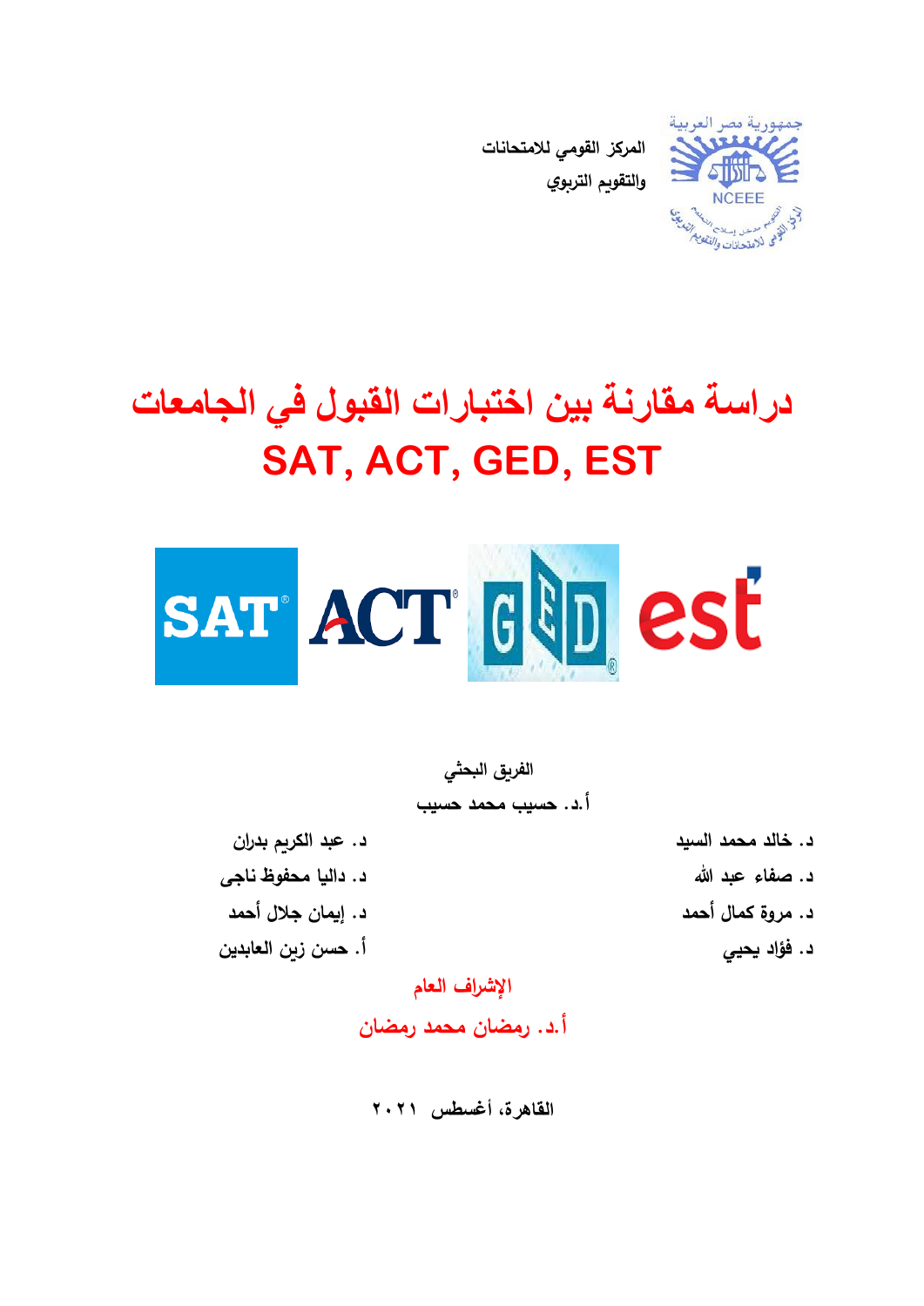المركز القومي للامتحانات
والتقويم التربوي

# دراسة مقارنة بين اختبارات القبول في الجامعات
# SAT, ACT, GED, EST

الفريق البحثي

أ.د. حسيب محمد حسيب

د. خالد محمد السيد

د. صفاء عبد الله

د. مروة كمال أحمد

د. فؤاد يحيي

د. عبد الكريم بدران

د. داليا محفوظ ناجى

د. إيمان جلال أحمد

أ. حسن زين العابدين

**الإشراف العام**

**أ.د. رمضان محمد رمضان**

القاهرة، أغسطس ٢٠٢١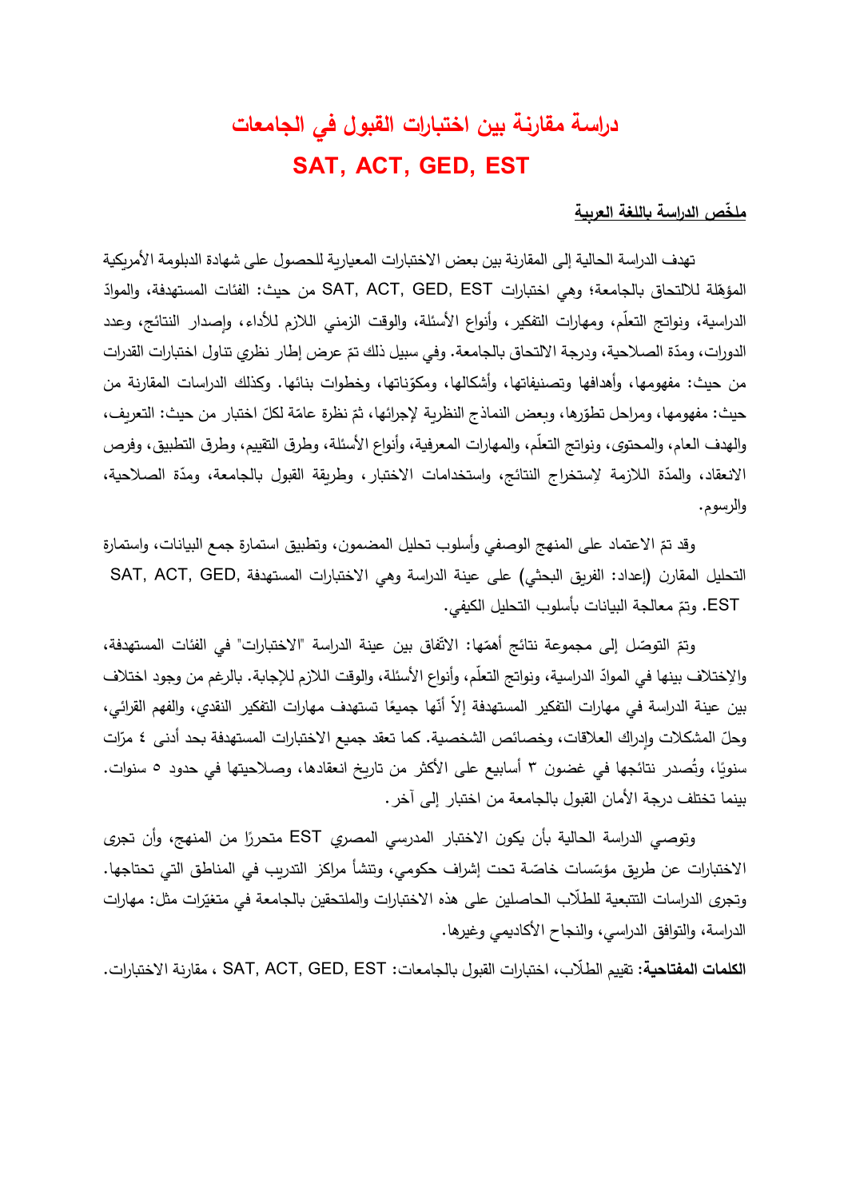# دراسة مقارنة بين اختبارات القبول في الجامعات
# SAT, ACT, GED, EST

**ملخّص الدراسة باللغة العربية**

تهدف الدراسة الحالية إلى المقارنة بين بعض الاختبارات المعيارية للحصول على شهادة الدبلومة الأمريكية المؤهّلة للالتحاق بالجامعة؛ وهي اختبارات SAT, ACT, GED, EST من حيث: الفئات المستهدفة، والموادّ الدراسية، ونواتج التعلّم، ومهارات التفكير، وأنواع الأسئلة، والوقت الزمني اللازم للأداء، وإصدار النتائج، وعدد الدورات، ومدّة الصلاحية، ودرجة الالتحاق بالجامعة. وفي سبيل ذلك تمّ عرض إطار نظري تناول اختبارات القدرات من حيث: مفهومها، وأهدافها وتصنيفاتها، وأشكالها، ومكوّناتها، وخطوات بنائها. وكذلك الدراسات المقارنة من حيث: مفهومها، ومراحل تطوّرها، وبعض النماذج النظرية لإجرائها، ثمّ نظرة عامّة لكلّ اختبار من حيث: التعريف، والهدف العام، والمحتوى، ونواتج التعلّم، والمهارات المعرفية، وأنواع الأسئلة، وطرق التقييم، وطرق التطبيق، وفرص الانعقاد، والمدّة اللازمة لإستخراج النتائج، واستخدامات الاختبار، وطريقة القبول بالجامعة، ومدّة الصلاحية، والرسوم.

وقد تمّ الاعتماد على المنهج الوصفي وأسلوب تحليل المضمون، وتطبيق استمارة جمع البيانات، واستمارة التحليل المقارن (إعداد: الفريق البحثي) على عينة الدراسة وهي الاختبارات المستهدفة SAT, ACT, GED, EST. وتمّ معالجة البيانات بأسلوب التحليل الكيفي.

وتمّ التوصّل إلى مجموعة نتائج أهمّها: الاتّفاق بين عينة الدراسة "الاختبارات" في الفئات المستهدفة، والإختلاف بينها في الموادّ الدراسية، ونواتج التعلّم، وأنواع الأسئلة، والوقت اللازم للإجابة. بالرغم من وجود اختلاف بين عينة الدراسة في مهارات التفكير المستهدفة إلاّ أنّها جميعًا تستهدف مهارات التفكير النقدي، والفهم القرائي، وحلّ المشكلات وإدراك العلاقات، وخصائص الشخصية. كما تعقد جميع الاختبارات المستهدفة بحد أدنى ٤ مرّات سنويًا، وتُصدر نتائجها في غضون ٣ أسابيع على الأكثر من تاريخ انعقادها، وصلاحيتها في حدود ٥ سنوات. بينما تختلف درجة الأمان القبول بالجامعة من اختبار إلى آخر.

وتوصي الدراسة الحالية بأن يكون الاختبار المدرسي المصري EST متحررًا من المنهج، وأن تجرى الاختبارات عن طريق مؤسّسات خاصّة تحت إشراف حكومي، وتنشأ مراكز التدريب في المناطق التي تحتاجها. وتجرى الدراسات التتبعية للطلّاب الحاصلين على هذه الاختبارات والملتحقين بالجامعة في متغيّرات مثل: مهارات الدراسة، والتوافق الدراسي، والنجاح الأكاديمي وغيرها.

**الكلمات المفتاحية:** تقييم الطلّاب، اختبارات القبول بالجامعات: SAT, ACT, GED, EST ، مقارنة الاختبارات.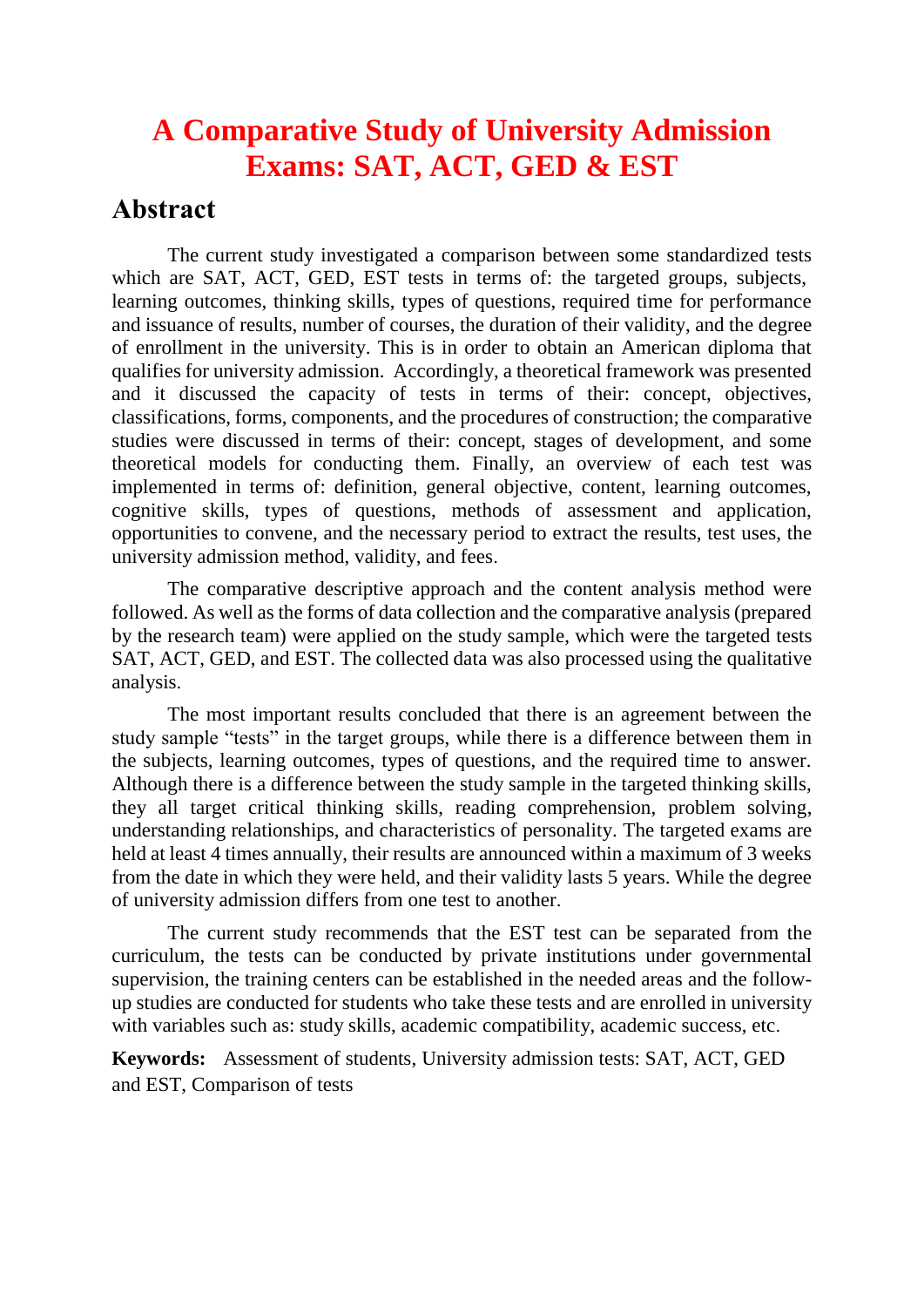# A Comparative Study of University Admission Exams: SAT, ACT, GED & EST

## Abstract

The current study investigated a comparison between some standardized tests which are SAT, ACT, GED, EST tests in terms of: the targeted groups, subjects, learning outcomes, thinking skills, types of questions, required time for performance and issuance of results, number of courses, the duration of their validity, and the degree of enrollment in the university. This is in order to obtain an American diploma that qualifies for university admission. Accordingly, a theoretical framework was presented and it discussed the capacity of tests in terms of their: concept, objectives, classifications, forms, components, and the procedures of construction; the comparative studies were discussed in terms of their: concept, stages of development, and some theoretical models for conducting them. Finally, an overview of each test was implemented in terms of: definition, general objective, content, learning outcomes, cognitive skills, types of questions, methods of assessment and application, opportunities to convene, and the necessary period to extract the results, test uses, the university admission method, validity, and fees.

The comparative descriptive approach and the content analysis method were followed. As well as the forms of data collection and the comparative analysis (prepared by the research team) were applied on the study sample, which were the targeted tests SAT, ACT, GED, and EST. The collected data was also processed using the qualitative analysis.

The most important results concluded that there is an agreement between the study sample "tests" in the target groups, while there is a difference between them in the subjects, learning outcomes, types of questions, and the required time to answer. Although there is a difference between the study sample in the targeted thinking skills, they all target critical thinking skills, reading comprehension, problem solving, understanding relationships, and characteristics of personality. The targeted exams are held at least 4 times annually, their results are announced within a maximum of 3 weeks from the date in which they were held, and their validity lasts 5 years. While the degree of university admission differs from one test to another.

The current study recommends that the EST test can be separated from the curriculum, the tests can be conducted by private institutions under governmental supervision, the training centers can be established in the needed areas and the follow-up studies are conducted for students who take these tests and are enrolled in university with variables such as: study skills, academic compatibility, academic success, etc.

**Keywords:** Assessment of students, University admission tests: SAT, ACT, GED and EST, Comparison of tests